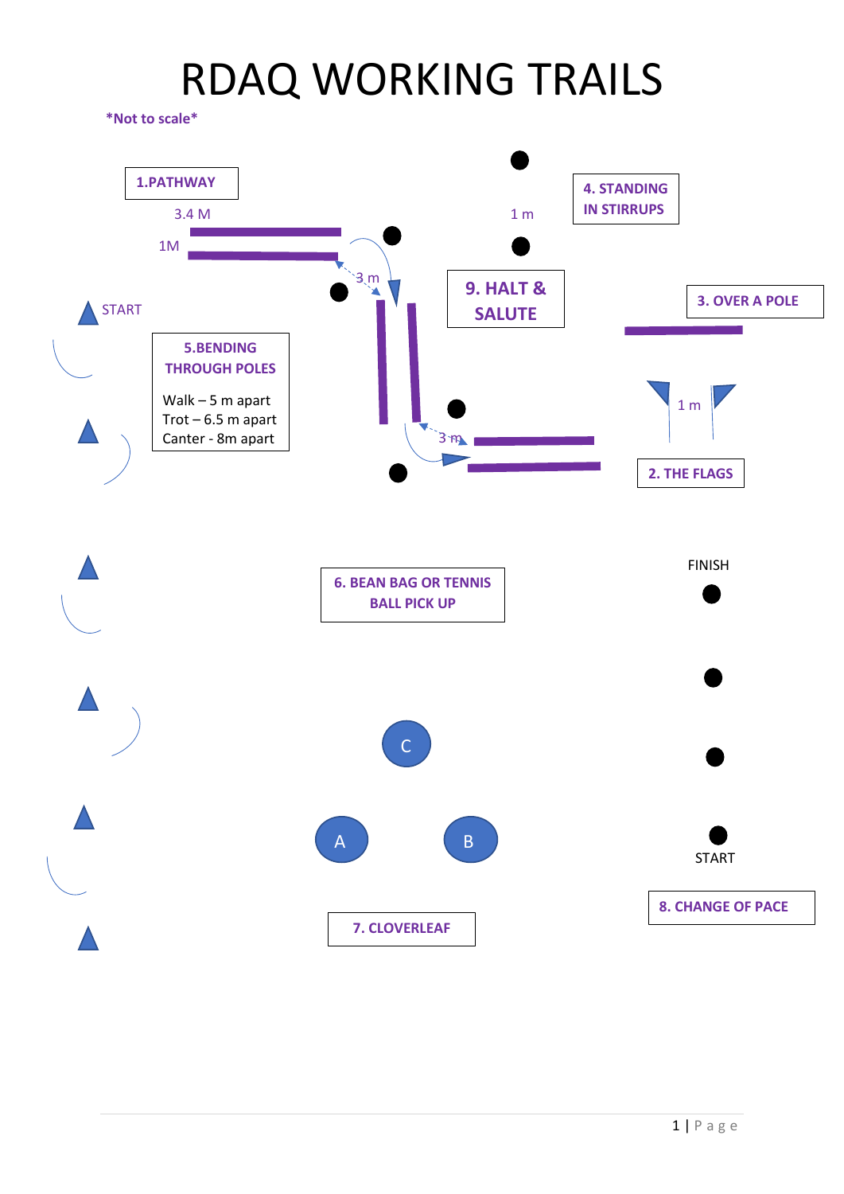# RDAQ WORKING TRAILS

***Not to scale***

**1.PATHWAY**

3.4 M

1M

3 m

START

**5.BENDING THROUGH POLES**

Walk – 5 m apart
Trot – 6.5 m apart
Canter - 8m apart

3 m

1 m

**4. STANDING IN STIRRUPS**

**9. HALT & SALUTE**

**3. OVER A POLE**

1 m

**2. THE FLAGS**

**6. BEAN BAG OR TENNIS BALL PICK UP**

FINISH

C

A

B

START

**7. CLOVERLEAF**

**8. CHANGE OF PACE**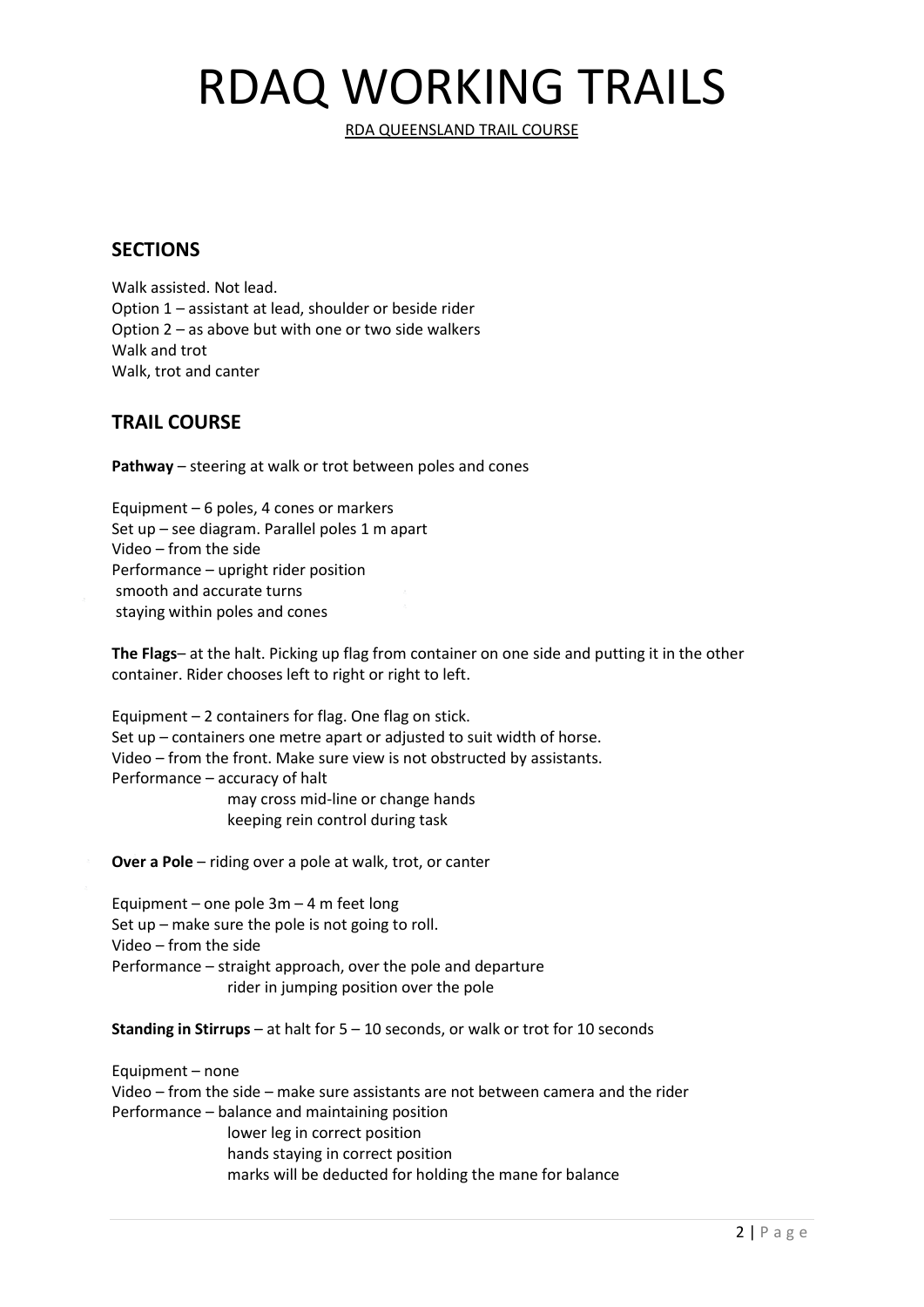# RDAQ WORKING TRAILS

RDA QUEENSLAND TRAIL COURSE

## SECTIONS

Walk assisted. Not lead.
Option 1 – assistant at lead, shoulder or beside rider
Option 2 – as above but with one or two side walkers
Walk and trot
Walk, trot and canter

## TRAIL COURSE

**Pathway** – steering at walk or trot between poles and cones

Equipment – 6 poles, 4 cones or markers
Set up – see diagram. Parallel poles 1 m apart
Video – from the side
Performance – upright rider position
smooth and accurate turns
staying within poles and cones

**The Flags**– at the halt. Picking up flag from container on one side and putting it in the other container. Rider chooses left to right or right to left.

Equipment – 2 containers for flag. One flag on stick.
Set up – containers one metre apart or adjusted to suit width of horse.
Video – from the front. Make sure view is not obstructed by assistants.
Performance – accuracy of halt
may cross mid-line or change hands
keeping rein control during task

**Over a Pole** – riding over a pole at walk, trot, or canter

Equipment – one pole 3m – 4 m feet long
Set up – make sure the pole is not going to roll.
Video – from the side
Performance – straight approach, over the pole and departure
rider in jumping position over the pole

**Standing in Stirrups** – at halt for 5 – 10 seconds, or walk or trot for 10 seconds

Equipment – none
Video – from the side – make sure assistants are not between camera and the rider
Performance – balance and maintaining position
lower leg in correct position
hands staying in correct position
marks will be deducted for holding the mane for balance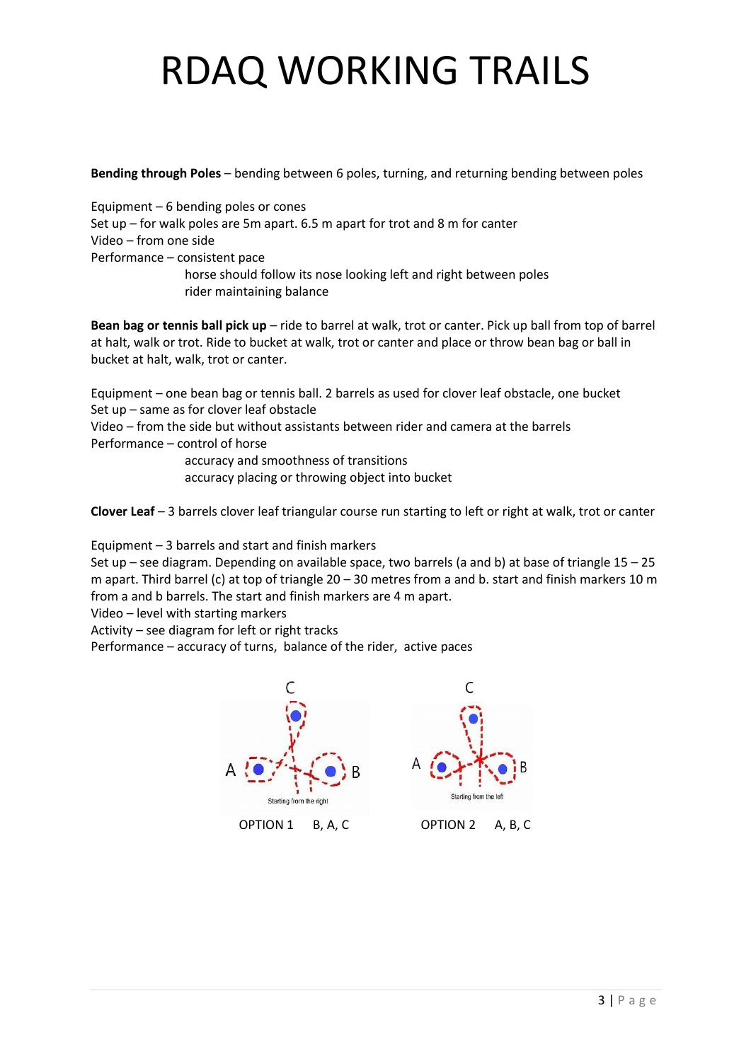# RDAQ WORKING TRAILS

**Bending through Poles** – bending between 6 poles, turning, and returning bending between poles

Equipment – 6 bending poles or cones
Set up – for walk poles are 5m apart. 6.5 m apart for trot and 8 m for canter
Video – from one side
Performance – consistent pace
horse should follow its nose looking left and right between poles
rider maintaining balance

**Bean bag or tennis ball pick up** – ride to barrel at walk, trot or canter. Pick up ball from top of barrel at halt, walk or trot. Ride to bucket at walk, trot or canter and place or throw bean bag or ball in bucket at halt, walk, trot or canter.

Equipment – one bean bag or tennis ball. 2 barrels as used for clover leaf obstacle, one bucket
Set up – same as for clover leaf obstacle
Video – from the side but without assistants between rider and camera at the barrels
Performance – control of horse
accuracy and smoothness of transitions
accuracy placing or throwing object into bucket

**Clover Leaf** – 3 barrels clover leaf triangular course run starting to left or right at walk, trot or canter

Equipment – 3 barrels and start and finish markers
Set up – see diagram. Depending on available space, two barrels (a and b) at base of triangle 15 – 25 m apart. Third barrel (c) at top of triangle 20 – 30 metres from a and b. start and finish markers 10 m from a and b barrels. The start and finish markers are 4 m apart.
Video – level with starting markers
Activity – see diagram for left or right tracks
Performance – accuracy of turns, balance of the rider, active paces

C
A B
Starting from the right
OPTION 1 B, A, C

C
A B
Starting from the left
OPTION 2 A, B, C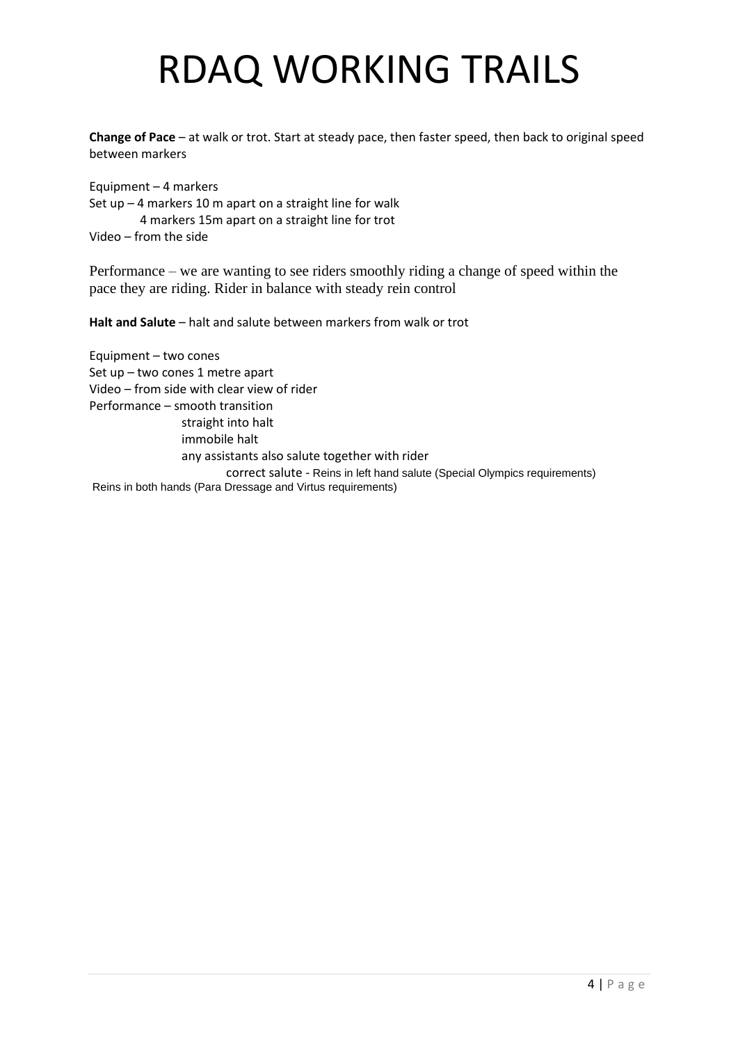# RDAQ WORKING TRAILS

**Change of Pace** – at walk or trot. Start at steady pace, then faster speed, then back to original speed between markers

Equipment – 4 markers
Set up – 4 markers 10 m apart on a straight line for walk
4 markers 15m apart on a straight line for trot
Video – from the side

Performance – we are wanting to see riders smoothly riding a change of speed within the pace they are riding. Rider in balance with steady rein control

**Halt and Salute** – halt and salute between markers from walk or trot

Equipment – two cones
Set up – two cones 1 metre apart
Video – from side with clear view of rider
Performance – smooth transition
straight into halt
immobile halt
any assistants also salute together with rider
correct salute - Reins in left hand salute (Special Olympics requirements)
Reins in both hands (Para Dressage and Virtus requirements)